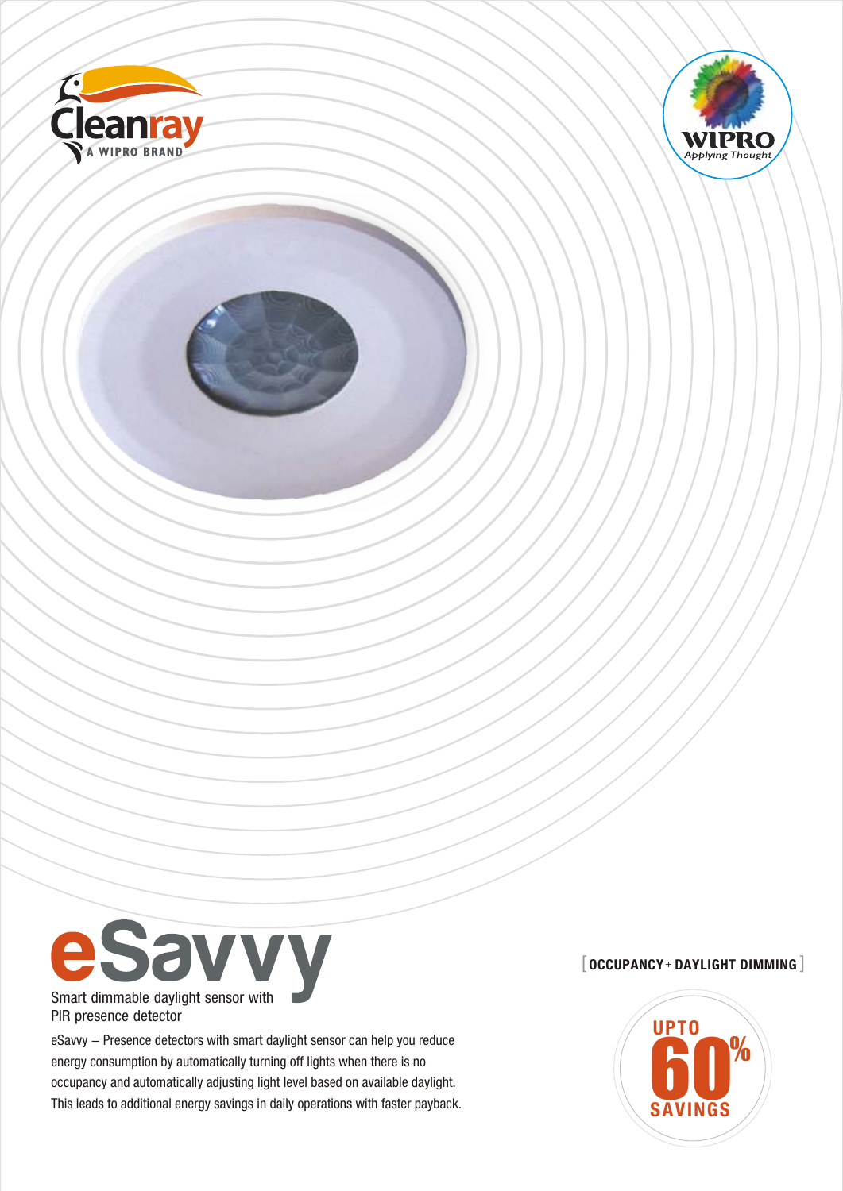Cleanray
A WIPRO BRAND

WIPRO
Applying Thought

# eSavvy

Smart dimmable daylight sensor with PIR presence detector

eSavvy – Presence detectors with smart daylight sensor can help you reduce energy consumption by automatically turning off lights when there is no occupancy and automatically adjusting light level based on available daylight. This leads to additional energy savings in daily operations with faster payback.

[ **OCCUPANCY + DAYLIGHT DIMMING** ]

**UPTO 60% SAVINGS**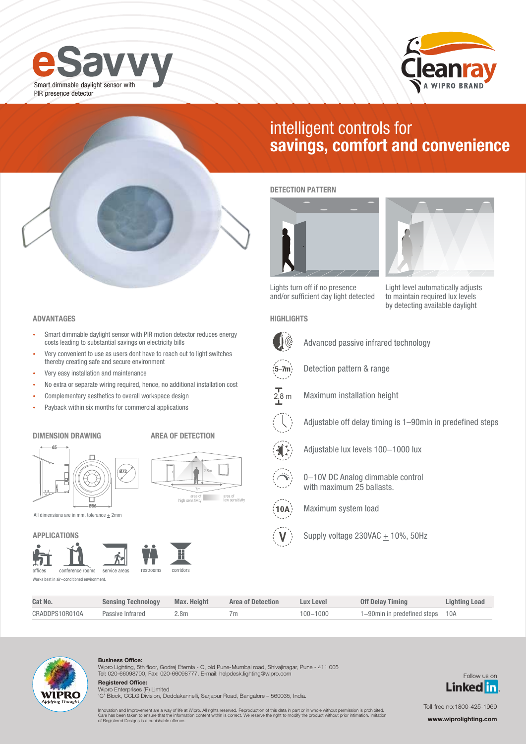# eSavvy

Smart dimmable daylight sensor with PIR presence detector

Cleanray

A WIPRO BRAND

## intelligent controls for **savings, comfort and convenience**

### DETECTION PATTERN

Lights turn off if no presence and/or sufficient day light detected

Light level automatically adjusts to maintain required lux levels by detecting available daylight

### ADVANTAGES

- Smart dimmable daylight sensor with PIR motion detector reduces energy costs leading to substantial savings on electricity bills
- Very convenient to use as users dont have to reach out to light switches thereby creating safe and secure environment
- Very easy installation and maintenance
- No extra or separate wiring required, hence, no additional installation cost
- Complementary aesthetics to overall workspace design
- Payback within six months for commercial applications

### HIGHLIGHTS

- Advanced passive infrared technology
- 5–7m — Detection pattern & range
- 2.8 m — Maximum installation height
- Adjustable off delay timing is 1–90min in predefined steps
- Adjustable lux levels 100–1000 lux
- 0–10V DC Analog dimmable control with maximum 25 ballasts.
- 10A — Maximum system load
- V — Supply voltage 230VAC ± 10%, 50Hz

### DIMENSION DRAWING

65

Ø72

Ø86

All dimensions are in mm. tolerance ± 2mm

### AREA OF DETECTION

2.8m

7m

area of high sensitivity

area of low sensitivity

### APPLICATIONS

offices, conference rooms, service areas, restrooms, corridors

Works best in air–conditioned environment.

| Cat No. | Sensing Technology | Max. Height | Area of Detection | Lux Level | Off Delay Timing | Lighting Load |
|---|---|---|---|---|---|---|
| CRADDPS10R010A | Passive Infrared | 2.8m | 7m | 100–1000 | 1–90min in predefined steps | 10A |

**Business Office:**
Wipro Lighting, 5th floor, Godrej Eternia - C, old Pune-Mumbai road, Shivajinagar, Pune - 411 005
Tel: 020-66098700, Fax: 020-66098777, E-mail: helpdesk.lighting@wipro.com

**Registered Office:**
Wipro Enterprises (P) Limited
'C' Block, CCLG Division, Doddakannelli, Sarjapur Road, Bangalore – 560035, India.

Innovation and Improvement are a way of life at Wipro. All rights reserved. Reproduction of this data in part or in whole without permission is prohibited. Care has been taken to ensure that the information content within is correct. We reserve the right to modify the product without prior intimation. Imitation of Registered Designs is a punishable offence.

WIPRO Applying Thought

Follow us on LinkedIn

Toll-free no:1800-425-1969

www.wiprolighting.com